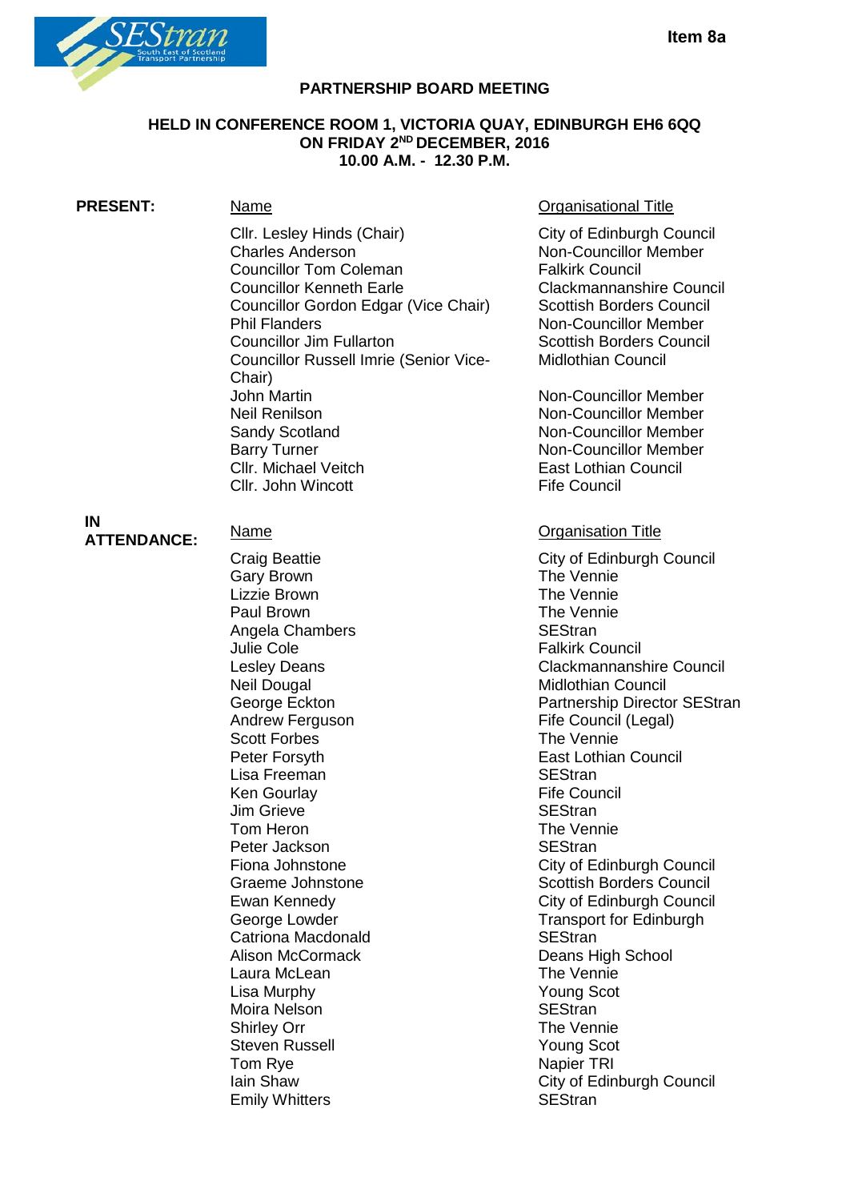Item 8a

# PARTNERSHIP BOARD MEETING

## HELD IN CONFERENCE ROOM 1, VICTORIA QUAY, EDINBURGH EH6 6QQ ON FRIDAY 2ND DECEMBER, 2016 10.00 A.M. - 12.30 P.M.

**PRESENT:**

| Name | Organisational Title |
|---|---|
| Cllr. Lesley Hinds (Chair) | City of Edinburgh Council |
| Charles Anderson | Non-Councillor Member |
| Councillor Tom Coleman | Falkirk Council |
| Councillor Kenneth Earle | Clackmannanshire Council |
| Councillor Gordon Edgar (Vice Chair) | Scottish Borders Council |
| Phil Flanders | Non-Councillor Member |
| Councillor Jim Fullarton | Scottish Borders Council |
| Councillor Russell Imrie (Senior Vice-Chair) | Midlothian Council |
| John Martin | Non-Councillor Member |
| Neil Renilson | Non-Councillor Member |
| Sandy Scotland | Non-Councillor Member |
| Barry Turner | Non-Councillor Member |
| Cllr. Michael Veitch | East Lothian Council |
| Cllr. John Wincott | Fife Council |

**IN ATTENDANCE:**

| Name | Organisation Title |
|---|---|
| Craig Beattie | City of Edinburgh Council |
| Gary Brown | The Vennie |
| Lizzie Brown | The Vennie |
| Paul Brown | The Vennie |
| Angela Chambers | SEStran |
| Julie Cole | Falkirk Council |
| Lesley Deans | Clackmannanshire Council |
| Neil Dougal | Midlothian Council |
| George Eckton | Partnership Director SEStran |
| Andrew Ferguson | Fife Council (Legal) |
| Scott Forbes | The Vennie |
| Peter Forsyth | East Lothian Council |
| Lisa Freeman | SEStran |
| Ken Gourlay | Fife Council |
| Jim Grieve | SEStran |
| Tom Heron | The Vennie |
| Peter Jackson | SEStran |
| Fiona Johnstone | City of Edinburgh Council |
| Graeme Johnstone | Scottish Borders Council |
| Ewan Kennedy | City of Edinburgh Council |
| George Lowder | Transport for Edinburgh |
| Catriona Macdonald | SEStran |
| Alison McCormack | Deans High School |
| Laura McLean | The Vennie |
| Lisa Murphy | Young Scot |
| Moira Nelson | SEStran |
| Shirley Orr | The Vennie |
| Steven Russell | Young Scot |
| Tom Rye | Napier TRI |
| Iain Shaw | City of Edinburgh Council |
| Emily Whitters | SEStran |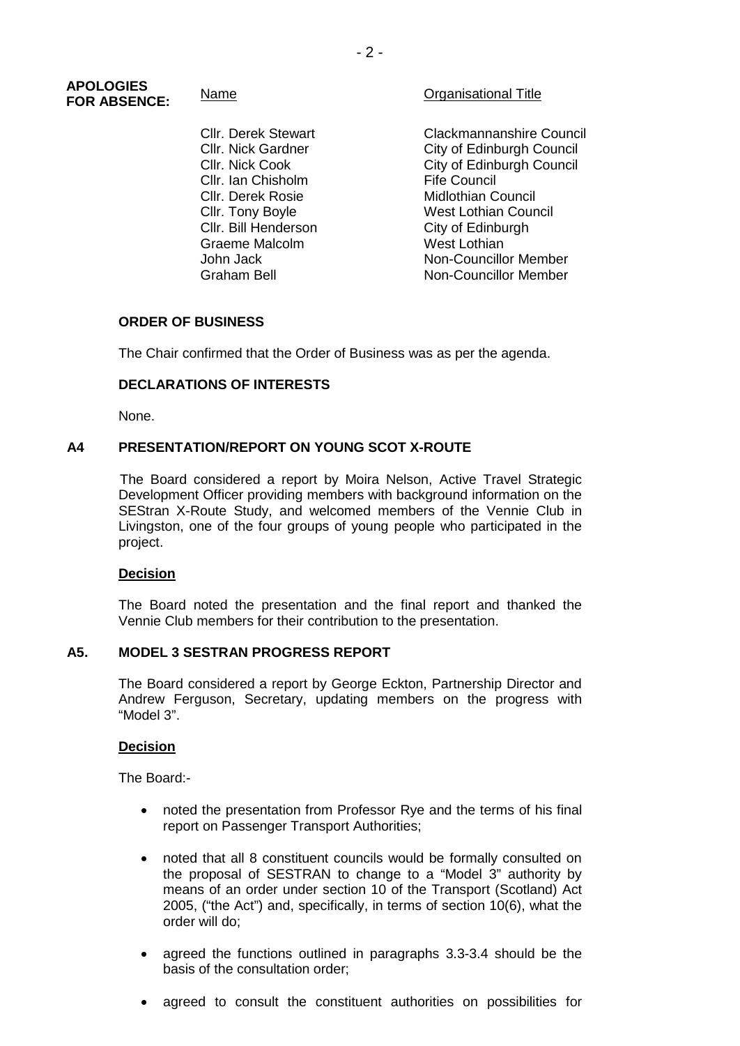**APOLOGIES FOR ABSENCE:**

| Name | Organisational Title |
| --- | --- |
| Cllr. Derek Stewart | Clackmannanshire Council |
| Cllr. Nick Gardner | City of Edinburgh Council |
| Cllr. Nick Cook | City of Edinburgh Council |
| Cllr. Ian Chisholm | Fife Council |
| Cllr. Derek Rosie | Midlothian Council |
| Cllr. Tony Boyle | West Lothian Council |
| Cllr. Bill Henderson | City of Edinburgh |
| Graeme Malcolm | West Lothian |
| John Jack | Non-Councillor Member |
| Graham Bell | Non-Councillor Member |

**ORDER OF BUSINESS**

The Chair confirmed that the Order of Business was as per the agenda.

**DECLARATIONS OF INTERESTS**

None.

**A4 PRESENTATION/REPORT ON YOUNG SCOT X-ROUTE**

The Board considered a report by Moira Nelson, Active Travel Strategic Development Officer providing members with background information on the SEStran X-Route Study, and welcomed members of the Vennie Club in Livingston, one of the four groups of young people who participated in the project.

**Decision**

The Board noted the presentation and the final report and thanked the Vennie Club members for their contribution to the presentation.

**A5. MODEL 3 SESTRAN PROGRESS REPORT**

The Board considered a report by George Eckton, Partnership Director and Andrew Ferguson, Secretary, updating members on the progress with "Model 3".

**Decision**

The Board:-

- noted the presentation from Professor Rye and the terms of his final report on Passenger Transport Authorities;
- noted that all 8 constituent councils would be formally consulted on the proposal of SESTRAN to change to a "Model 3" authority by means of an order under section 10 of the Transport (Scotland) Act 2005, ("the Act") and, specifically, in terms of section 10(6), what the order will do;
- agreed the functions outlined in paragraphs 3.3-3.4 should be the basis of the consultation order;
- agreed to consult the constituent authorities on possibilities for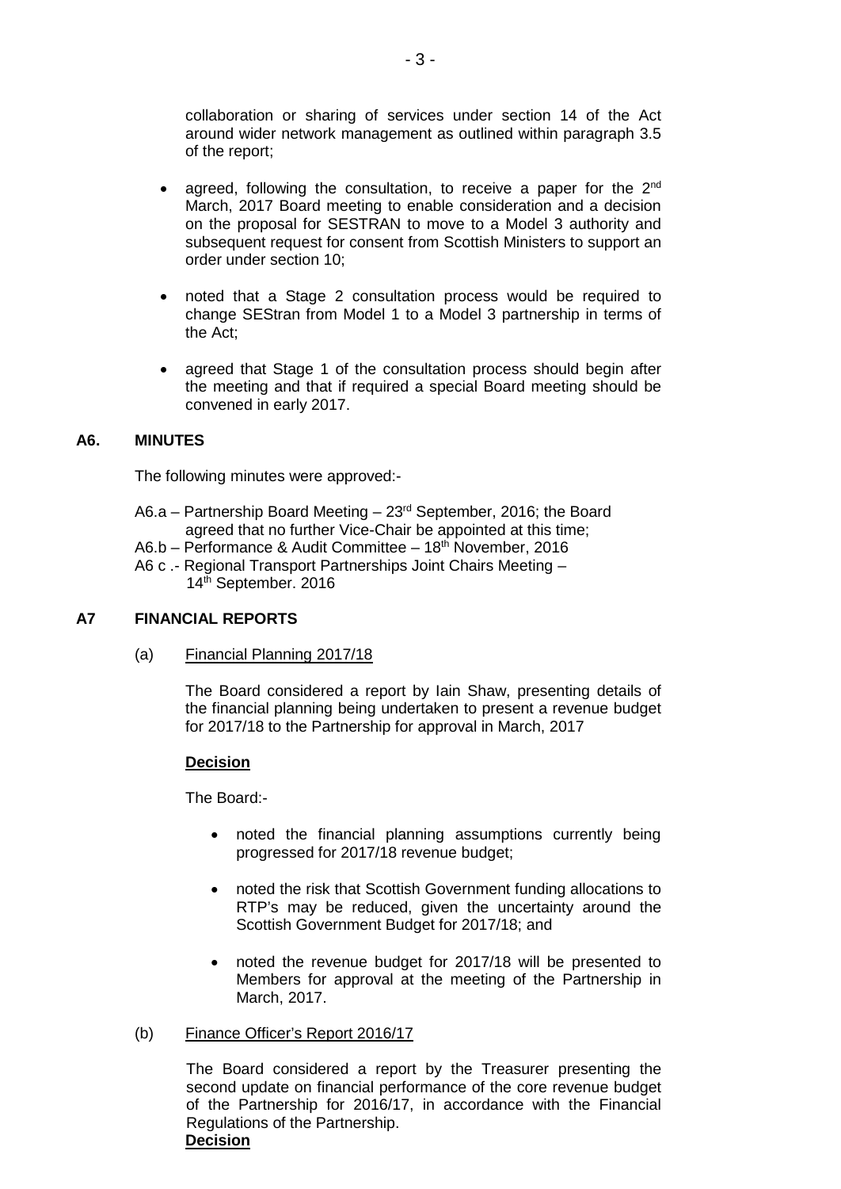collaboration or sharing of services under section 14 of the Act around wider network management as outlined within paragraph 3.5 of the report;

- agreed, following the consultation, to receive a paper for the 2nd March, 2017 Board meeting to enable consideration and a decision on the proposal for SESTRAN to move to a Model 3 authority and subsequent request for consent from Scottish Ministers to support an order under section 10;
- noted that a Stage 2 consultation process would be required to change SEStran from Model 1 to a Model 3 partnership in terms of the Act;
- agreed that Stage 1 of the consultation process should begin after the meeting and that if required a special Board meeting should be convened in early 2017.

## A6. MINUTES

The following minutes were approved:-

A6.a – Partnership Board Meeting – 23rd September, 2016; the Board agreed that no further Vice-Chair be appointed at this time;
A6.b – Performance & Audit Committee – 18th November, 2016
A6 c .- Regional Transport Partnerships Joint Chairs Meeting – 14th September. 2016

## A7 FINANCIAL REPORTS

(a) Financial Planning 2017/18

The Board considered a report by Iain Shaw, presenting details of the financial planning being undertaken to present a revenue budget for 2017/18 to the Partnership for approval in March, 2017

**Decision**

The Board:-

- noted the financial planning assumptions currently being progressed for 2017/18 revenue budget;
- noted the risk that Scottish Government funding allocations to RTP's may be reduced, given the uncertainty around the Scottish Government Budget for 2017/18; and
- noted the revenue budget for 2017/18 will be presented to Members for approval at the meeting of the Partnership in March, 2017.

(b) Finance Officer's Report 2016/17

The Board considered a report by the Treasurer presenting the second update on financial performance of the core revenue budget of the Partnership for 2016/17, in accordance with the Financial Regulations of the Partnership.

**Decision**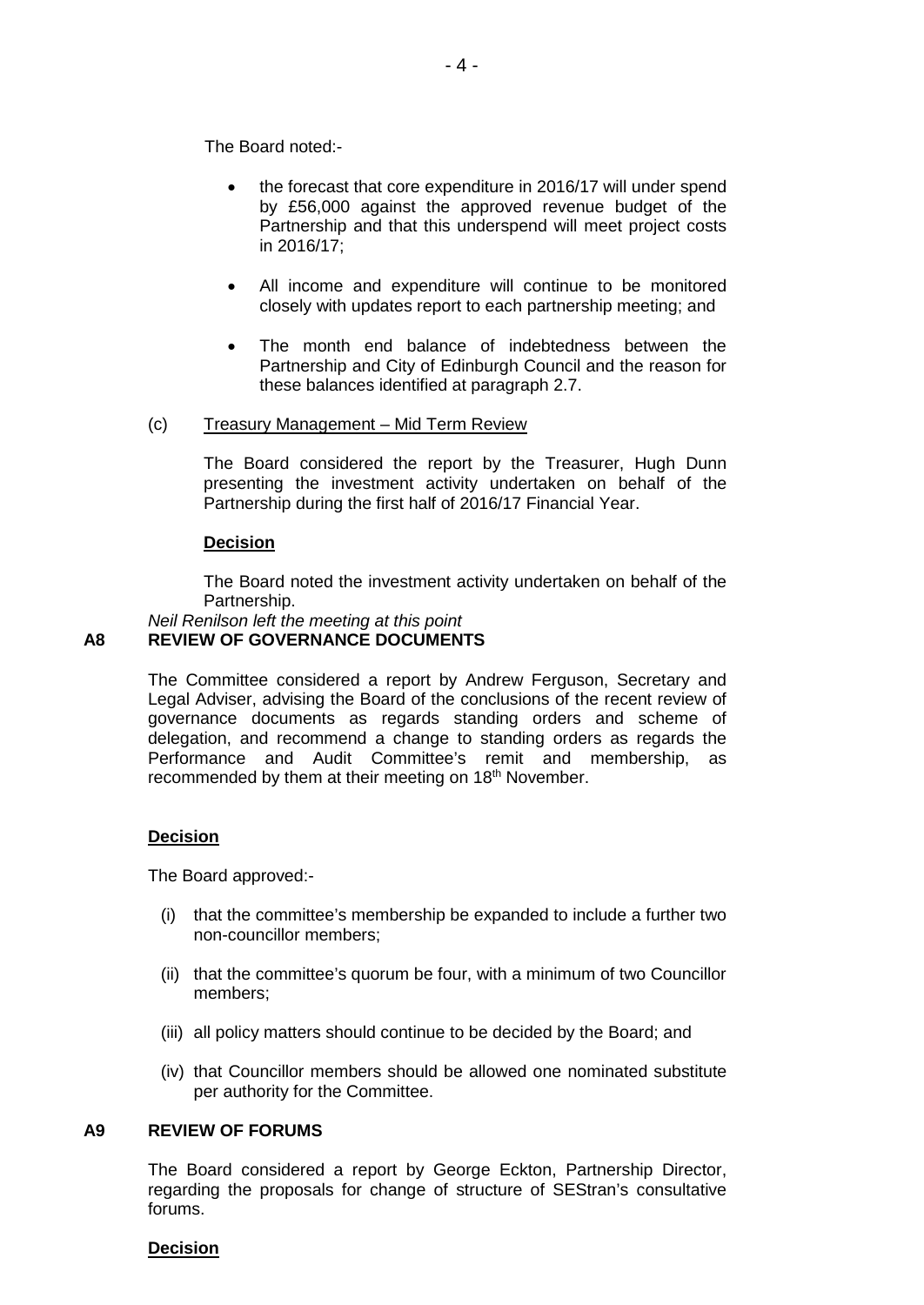The Board noted:-

- the forecast that core expenditure in 2016/17 will under spend by £56,000 against the approved revenue budget of the Partnership and that this underspend will meet project costs in 2016/17;

- All income and expenditure will continue to be monitored closely with updates report to each partnership meeting; and

- The month end balance of indebtedness between the Partnership and City of Edinburgh Council and the reason for these balances identified at paragraph 2.7.

(c) Treasury Management – Mid Term Review

The Board considered the report by the Treasurer, Hugh Dunn presenting the investment activity undertaken on behalf of the Partnership during the first half of 2016/17 Financial Year.

**Decision**

The Board noted the investment activity undertaken on behalf of the Partnership.

*Neil Renilson left the meeting at this point*

## A8 REVIEW OF GOVERNANCE DOCUMENTS

The Committee considered a report by Andrew Ferguson, Secretary and Legal Adviser, advising the Board of the conclusions of the recent review of governance documents as regards standing orders and scheme of delegation, and recommend a change to standing orders as regards the Performance and Audit Committee's remit and membership, as recommended by them at their meeting on 18th November.

**Decision**

The Board approved:-

(i) that the committee's membership be expanded to include a further two non-councillor members;

(ii) that the committee's quorum be four, with a minimum of two Councillor members;

(iii) all policy matters should continue to be decided by the Board; and

(iv) that Councillor members should be allowed one nominated substitute per authority for the Committee.

## A9 REVIEW OF FORUMS

The Board considered a report by George Eckton, Partnership Director, regarding the proposals for change of structure of SEStran's consultative forums.

**Decision**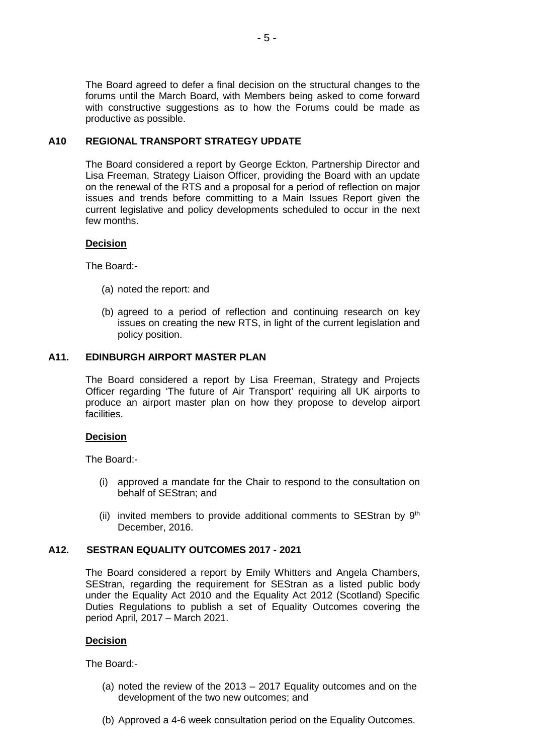The Board agreed to defer a final decision on the structural changes to the forums until the March Board, with Members being asked to come forward with constructive suggestions as to how the Forums could be made as productive as possible.

### A10 REGIONAL TRANSPORT STRATEGY UPDATE

The Board considered a report by George Eckton, Partnership Director and Lisa Freeman, Strategy Liaison Officer, providing the Board with an update on the renewal of the RTS and a proposal for a period of reflection on major issues and trends before committing to a Main Issues Report given the current legislative and policy developments scheduled to occur in the next few months.

**Decision**

The Board:-

(a) noted the report: and

(b) agreed to a period of reflection and continuing research on key issues on creating the new RTS, in light of the current legislation and policy position.

### A11. EDINBURGH AIRPORT MASTER PLAN

The Board considered a report by Lisa Freeman, Strategy and Projects Officer regarding 'The future of Air Transport' requiring all UK airports to produce an airport master plan on how they propose to develop airport facilities.

**Decision**

The Board:-

(i) approved a mandate for the Chair to respond to the consultation on behalf of SEStran; and

(ii) invited members to provide additional comments to SEStran by 9th December, 2016.

### A12. SESTRAN EQUALITY OUTCOMES 2017 - 2021

The Board considered a report by Emily Whitters and Angela Chambers, SEStran, regarding the requirement for SEStran as a listed public body under the Equality Act 2010 and the Equality Act 2012 (Scotland) Specific Duties Regulations to publish a set of Equality Outcomes covering the period April, 2017 – March 2021.

**Decision**

The Board:-

(a) noted the review of the 2013 – 2017 Equality outcomes and on the development of the two new outcomes; and

(b) Approved a 4-6 week consultation period on the Equality Outcomes.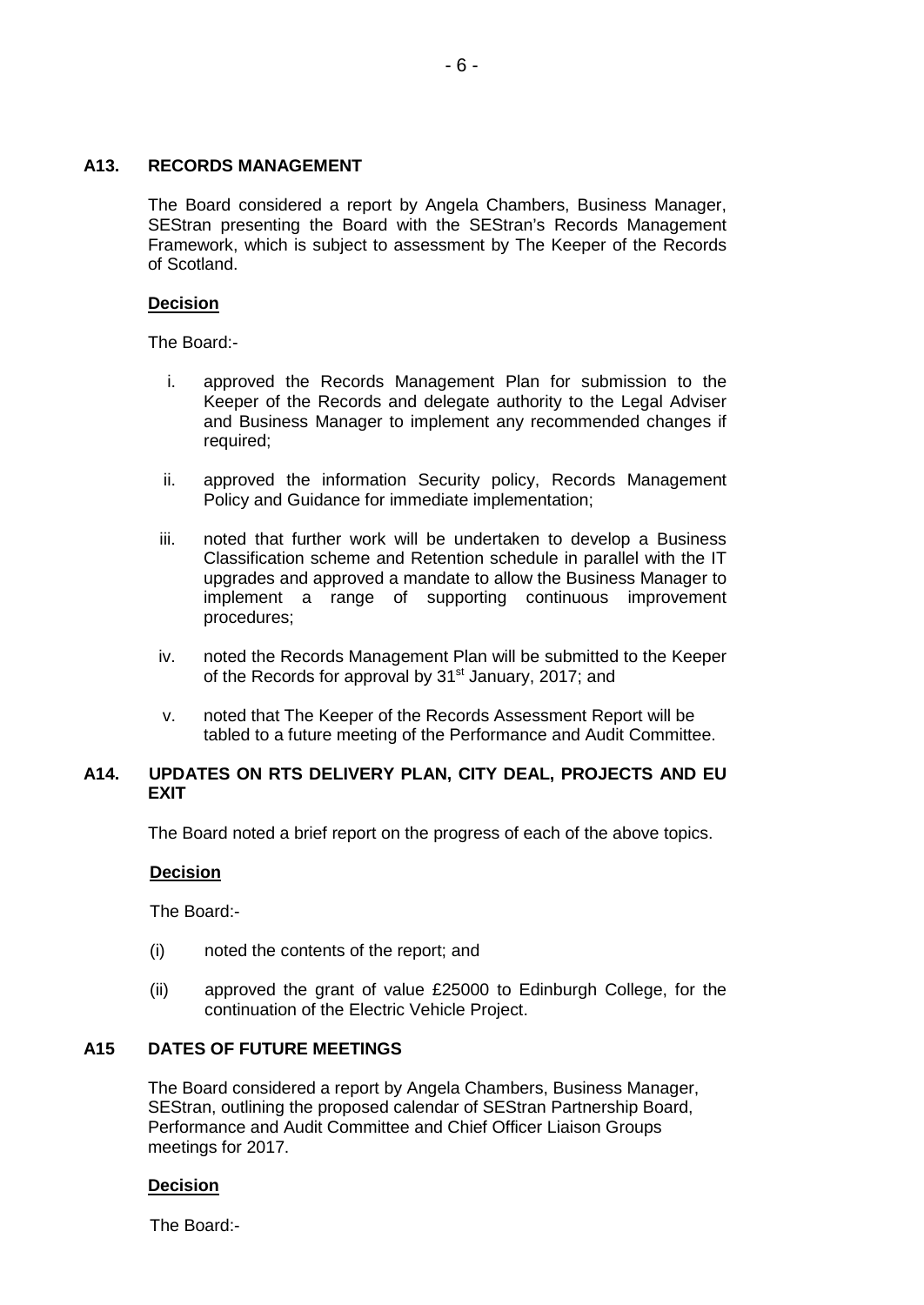### A13. RECORDS MANAGEMENT

The Board considered a report by Angela Chambers, Business Manager, SEStran presenting the Board with the SEStran's Records Management Framework, which is subject to assessment by The Keeper of the Records of Scotland.

**Decision**

The Board:-

i. approved the Records Management Plan for submission to the Keeper of the Records and delegate authority to the Legal Adviser and Business Manager to implement any recommended changes if required;

ii. approved the information Security policy, Records Management Policy and Guidance for immediate implementation;

iii. noted that further work will be undertaken to develop a Business Classification scheme and Retention schedule in parallel with the IT upgrades and approved a mandate to allow the Business Manager to implement a range of supporting continuous improvement procedures;

iv. noted the Records Management Plan will be submitted to the Keeper of the Records for approval by 31st January, 2017; and

v. noted that The Keeper of the Records Assessment Report will be tabled to a future meeting of the Performance and Audit Committee.

### A14. UPDATES ON RTS DELIVERY PLAN, CITY DEAL, PROJECTS AND EU EXIT

The Board noted a brief report on the progress of each of the above topics.

**Decision**

The Board:-

(i) noted the contents of the report; and

(ii) approved the grant of value £25000 to Edinburgh College, for the continuation of the Electric Vehicle Project.

### A15 DATES OF FUTURE MEETINGS

The Board considered a report by Angela Chambers, Business Manager, SEStran, outlining the proposed calendar of SEStran Partnership Board, Performance and Audit Committee and Chief Officer Liaison Groups meetings for 2017.

**Decision**

The Board:-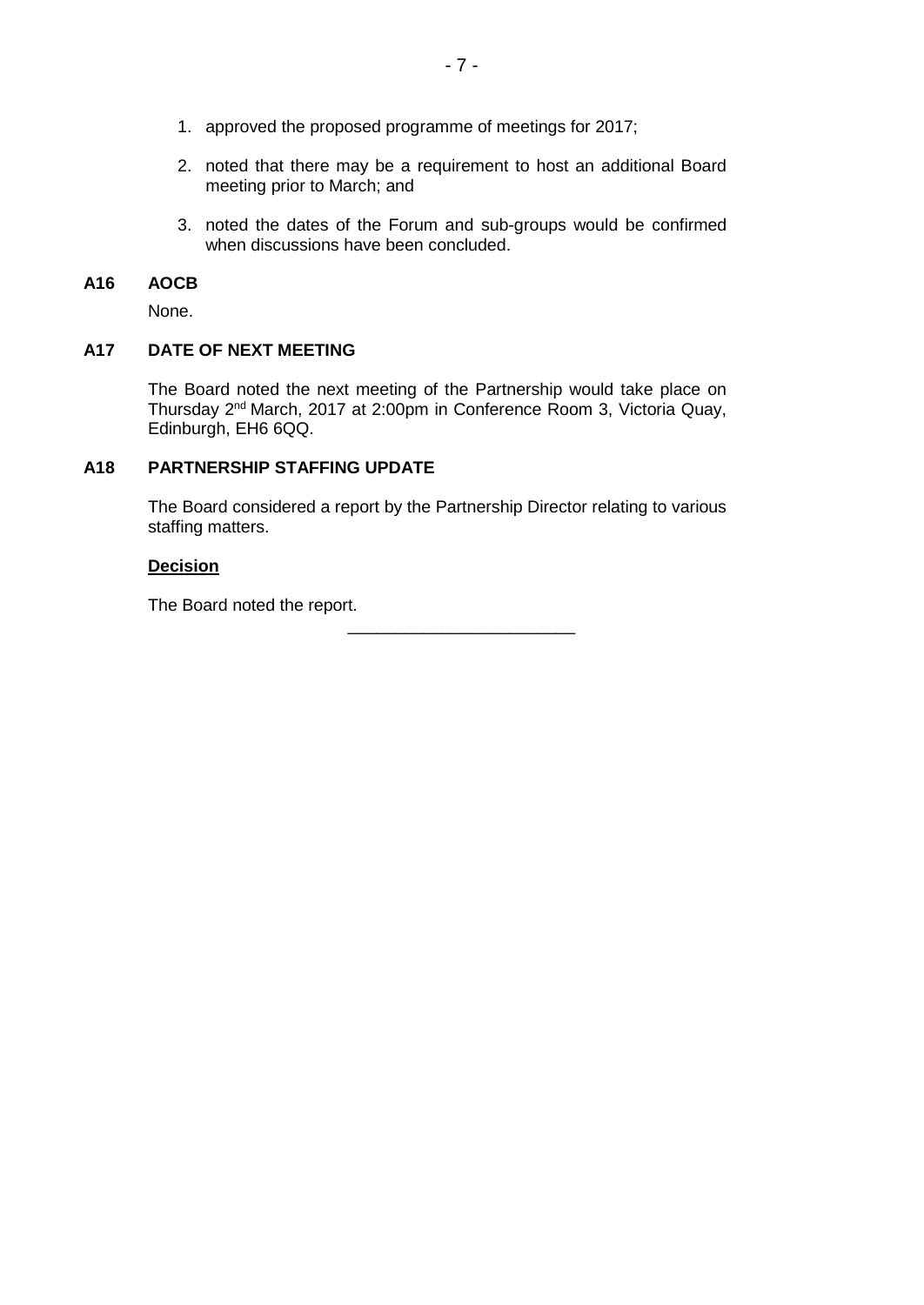1. approved the proposed programme of meetings for 2017;

2. noted that there may be a requirement to host an additional Board meeting prior to March; and

3. noted the dates of the Forum and sub-groups would be confirmed when discussions have been concluded.

## A16 AOCB

None.

## A17 DATE OF NEXT MEETING

The Board noted the next meeting of the Partnership would take place on Thursday 2nd March, 2017 at 2:00pm in Conference Room 3, Victoria Quay, Edinburgh, EH6 6QQ.

## A18 PARTNERSHIP STAFFING UPDATE

The Board considered a report by the Partnership Director relating to various staffing matters.

**Decision**

The Board noted the report.

---